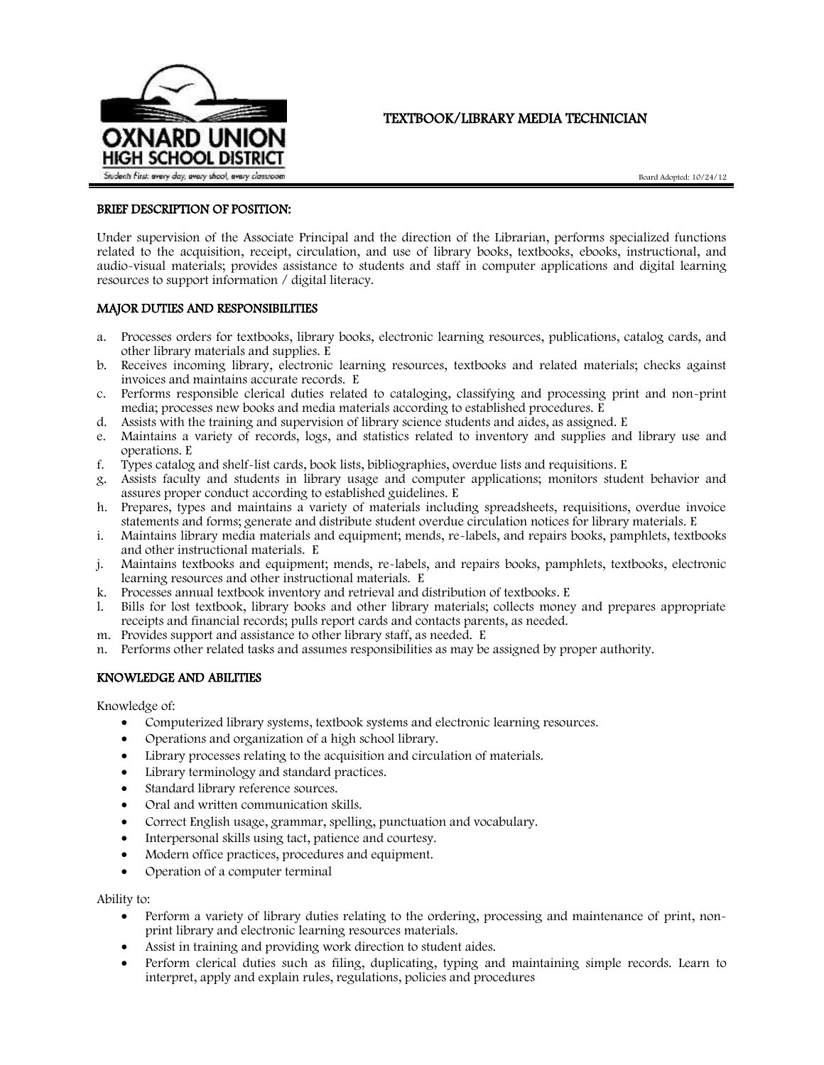OXNARD UNION HIGH SCHOOL DISTRICT

Students First: every day, every school, every classroom

# TEXTBOOK/LIBRARY MEDIA TECHNICIAN

Board Adopted: 10/24/12

## BRIEF DESCRIPTION OF POSITION:

Under supervision of the Associate Principal and the direction of the Librarian, performs specialized functions related to the acquisition, receipt, circulation, and use of library books, textbooks, ebooks, instructional, and audio-visual materials; provides assistance to students and staff in computer applications and digital learning resources to support information / digital literacy.

## MAJOR DUTIES AND RESPONSIBILITIES

a. Processes orders for textbooks, library books, electronic learning resources, publications, catalog cards, and other library materials and supplies. E
b. Receives incoming library, electronic learning resources, textbooks and related materials; checks against invoices and maintains accurate records. E
c. Performs responsible clerical duties related to cataloging, classifying and processing print and non-print media; processes new books and media materials according to established procedures. E
d. Assists with the training and supervision of library science students and aides, as assigned. E
e. Maintains a variety of records, logs, and statistics related to inventory and supplies and library use and operations. E
f. Types catalog and shelf-list cards, book lists, bibliographies, overdue lists and requisitions. E
g. Assists faculty and students in library usage and computer applications; monitors student behavior and assures proper conduct according to established guidelines. E
h. Prepares, types and maintains a variety of materials including spreadsheets, requisitions, overdue invoice statements and forms; generate and distribute student overdue circulation notices for library materials. E
i. Maintains library media materials and equipment; mends, re-labels, and repairs books, pamphlets, textbooks and other instructional materials. E
j. Maintains textbooks and equipment; mends, re-labels, and repairs books, pamphlets, textbooks, electronic learning resources and other instructional materials. E
k. Processes annual textbook inventory and retrieval and distribution of textbooks. E
l. Bills for lost textbook, library books and other library materials; collects money and prepares appropriate receipts and financial records; pulls report cards and contacts parents, as needed.
m. Provides support and assistance to other library staff, as needed. E
n. Performs other related tasks and assumes responsibilities as may be assigned by proper authority.

## KNOWLEDGE AND ABILITIES

Knowledge of:

- Computerized library systems, textbook systems and electronic learning resources.
- Operations and organization of a high school library.
- Library processes relating to the acquisition and circulation of materials.
- Library terminology and standard practices.
- Standard library reference sources.
- Oral and written communication skills.
- Correct English usage, grammar, spelling, punctuation and vocabulary.
- Interpersonal skills using tact, patience and courtesy.
- Modern office practices, procedures and equipment.
- Operation of a computer terminal

Ability to:

- Perform a variety of library duties relating to the ordering, processing and maintenance of print, non-print library and electronic learning resources materials.
- Assist in training and providing work direction to student aides.
- Perform clerical duties such as filing, duplicating, typing and maintaining simple records. Learn to interpret, apply and explain rules, regulations, policies and procedures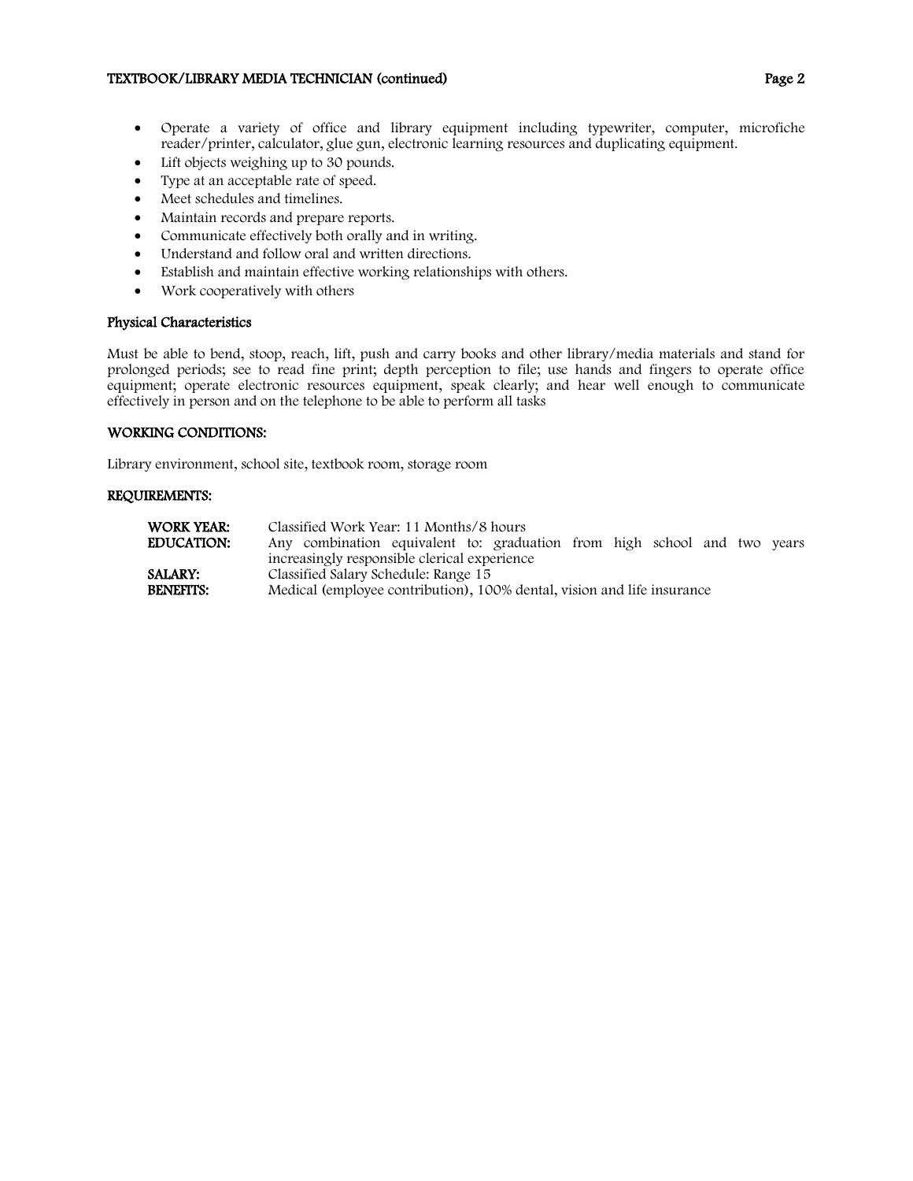- Operate a variety of office and library equipment including typewriter, computer, microfiche reader/printer, calculator, glue gun, electronic learning resources and duplicating equipment.
- Lift objects weighing up to 30 pounds.
- Type at an acceptable rate of speed.
- Meet schedules and timelines.
- Maintain records and prepare reports.
- Communicate effectively both orally and in writing.
- Understand and follow oral and written directions.
- Establish and maintain effective working relationships with others.
- Work cooperatively with others

### Physical Characteristics

Must be able to bend, stoop, reach, lift, push and carry books and other library/media materials and stand for prolonged periods; see to read fine print; depth perception to file; use hands and fingers to operate office equipment; operate electronic resources equipment, speak clearly; and hear well enough to communicate effectively in person and on the telephone to be able to perform all tasks

## WORKING CONDITIONS:

Library environment, school site, textbook room, storage room

## REQUIREMENTS:

| | |
|---|---|
| **WORK YEAR:** | Classified Work Year: 11 Months/8 hours |
| **EDUCATION:** | Any combination equivalent to: graduation from high school and two years increasingly responsible clerical experience |
| **SALARY:** | Classified Salary Schedule: Range 15 |
| **BENEFITS:** | Medical (employee contribution), 100% dental, vision and life insurance |